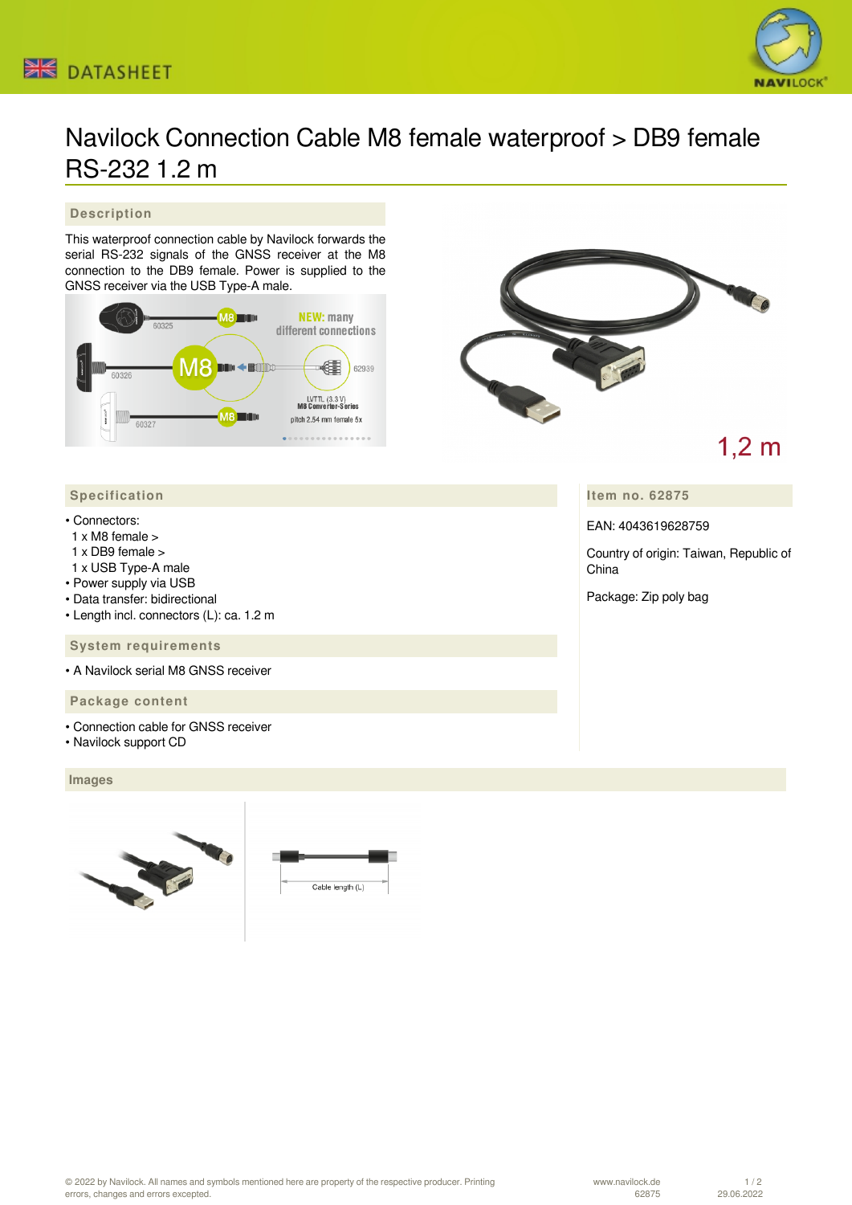# Navilock Connection Cable M8 female waterproof > DB9 female RS-232 1.2 m

## Description

This waterproof connection cable by Navilock forwards the serial RS-232 signals of the GNSS receiver at the M8 connection to the DB9 female. Power is supplied to the GNSS receiver via the USB Type-A male.

## Specification

- Connectors:
  1 x M8 female >
  1 x DB9 female >
  1 x USB Type-A male
- Power supply via USB
- Data transfer: bidirectional
- Length incl. connectors (L): ca. 1.2 m

## System requirements

- A Navilock serial M8 GNSS receiver

## Package content

- Connection cable for GNSS receiver
- Navilock support CD

## Item no. 62875

EAN: 4043619628759

Country of origin: Taiwan, Republic of China

Package: Zip poly bag

## Images

© 2022 by Navilock. All names and symbols mentioned here are property of the respective producer. Printing errors, changes and errors excepted.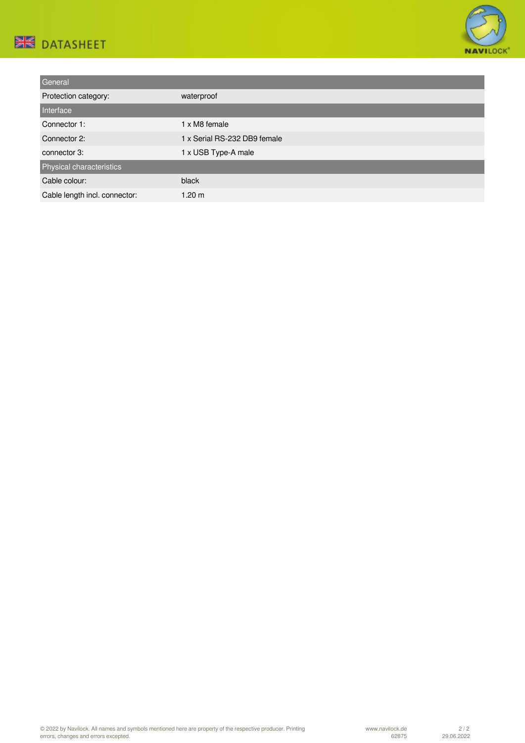| | |
|---|---|
| **General** | |
| Protection category: | waterproof |
| **Interface** | |
| Connector 1: | 1 x M8 female |
| Connector 2: | 1 x Serial RS-232 DB9 female |
| connector 3: | 1 x USB Type-A male |
| **Physical characteristics** | |
| Cable colour: | black |
| Cable length incl. connector: | 1.20 m |

© 2022 by Navilock. All names and symbols mentioned here are property of the respective producer. Printing errors, changes and errors excepted.

www.navilock.de
62875

29.06.2022